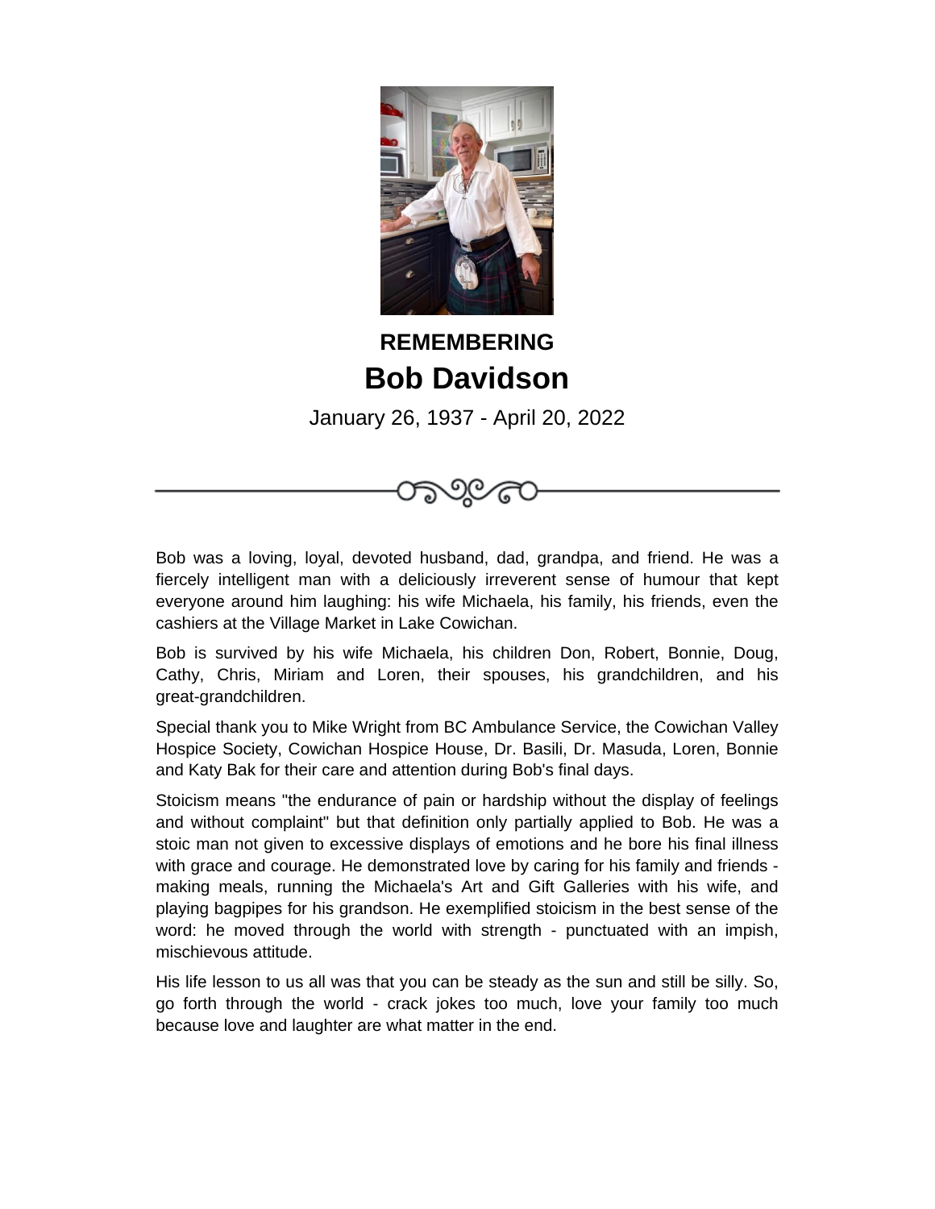**REMEMBERING**

# Bob Davidson

January 26, 1937 - April 20, 2022

Bob was a loving, loyal, devoted husband, dad, grandpa, and friend. He was a fiercely intelligent man with a deliciously irreverent sense of humour that kept everyone around him laughing: his wife Michaela, his family, his friends, even the cashiers at the Village Market in Lake Cowichan.

Bob is survived by his wife Michaela, his children Don, Robert, Bonnie, Doug, Cathy, Chris, Miriam and Loren, their spouses, his grandchildren, and his great-grandchildren.

Special thank you to Mike Wright from BC Ambulance Service, the Cowichan Valley Hospice Society, Cowichan Hospice House, Dr. Basili, Dr. Masuda, Loren, Bonnie and Katy Bak for their care and attention during Bob's final days.

Stoicism means "the endurance of pain or hardship without the display of feelings and without complaint" but that definition only partially applied to Bob. He was a stoic man not given to excessive displays of emotions and he bore his final illness with grace and courage. He demonstrated love by caring for his family and friends - making meals, running the Michaela's Art and Gift Galleries with his wife, and playing bagpipes for his grandson. He exemplified stoicism in the best sense of the word: he moved through the world with strength - punctuated with an impish, mischievous attitude.

His life lesson to us all was that you can be steady as the sun and still be silly. So, go forth through the world - crack jokes too much, love your family too much because love and laughter are what matter in the end.